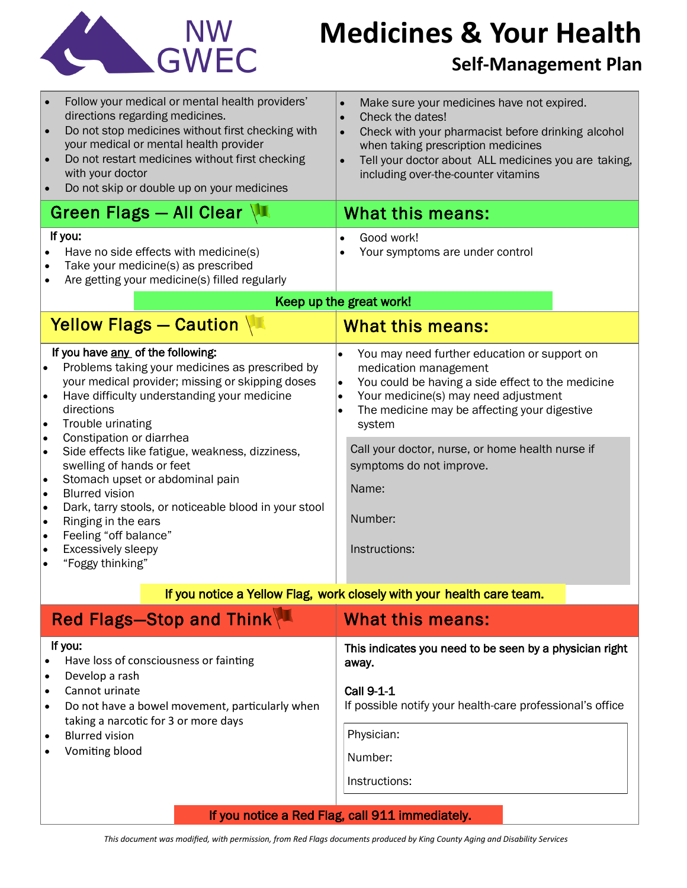NW GWEC

# Medicines & Your Health

## Self-Management Plan

- Follow your medical or mental health providers' directions regarding medicines.
- Do not stop medicines without first checking with your medical or mental health provider
- Do not restart medicines without first checking with your doctor
- Do not skip or double up on your medicines

- Make sure your medicines have not expired.
- Check the dates!
- Check with your pharmacist before drinking alcohol when taking prescription medicines
- Tell your doctor about ALL medicines you are taking, including over-the-counter vitamins

## Green Flags — All Clear

**If you:**

- Have no side effects with medicine(s)
- Take your medicine(s) as prescribed
- Are getting your medicine(s) filled regularly

### What this means:

- Good work!
- Your symptoms are under control

**Keep up the great work!**

## Yellow Flags — Caution

**If you have any of the following:**

- Problems taking your medicines as prescribed by your medical provider; missing or skipping doses
- Have difficulty understanding your medicine directions
- Trouble urinating
- Constipation or diarrhea
- Side effects like fatigue, weakness, dizziness, swelling of hands or feet
- Stomach upset or abdominal pain
- Blurred vision
- Dark, tarry stools, or noticeable blood in your stool
- Ringing in the ears
- Feeling "off balance"
- Excessively sleepy
- "Foggy thinking"

### What this means:

- You may need further education or support on medication management
- You could be having a side effect to the medicine
- Your medicine(s) may need adjustment
- The medicine may be affecting your digestive system

Call your doctor, nurse, or home health nurse if symptoms do not improve.

Name:

Number:

Instructions:

**If you notice a Yellow Flag, work closely with your health care team.**

## Red Flags—Stop and Think

**If you:**

- Have loss of consciousness or fainting
- Develop a rash
- Cannot urinate
- Do not have a bowel movement, particularly when taking a narcotic for 3 or more days
- Blurred vision
- Vomiting blood

### What this means:

**This indicates you need to be seen by a physician right away.**

**Call 9-1-1**
If possible notify your health-care professional's office

Physician:

Number:

Instructions:

**If you notice a Red Flag, call 911 immediately.**

*This document was modified, with permission, from Red Flags documents produced by King County Aging and Disability Services*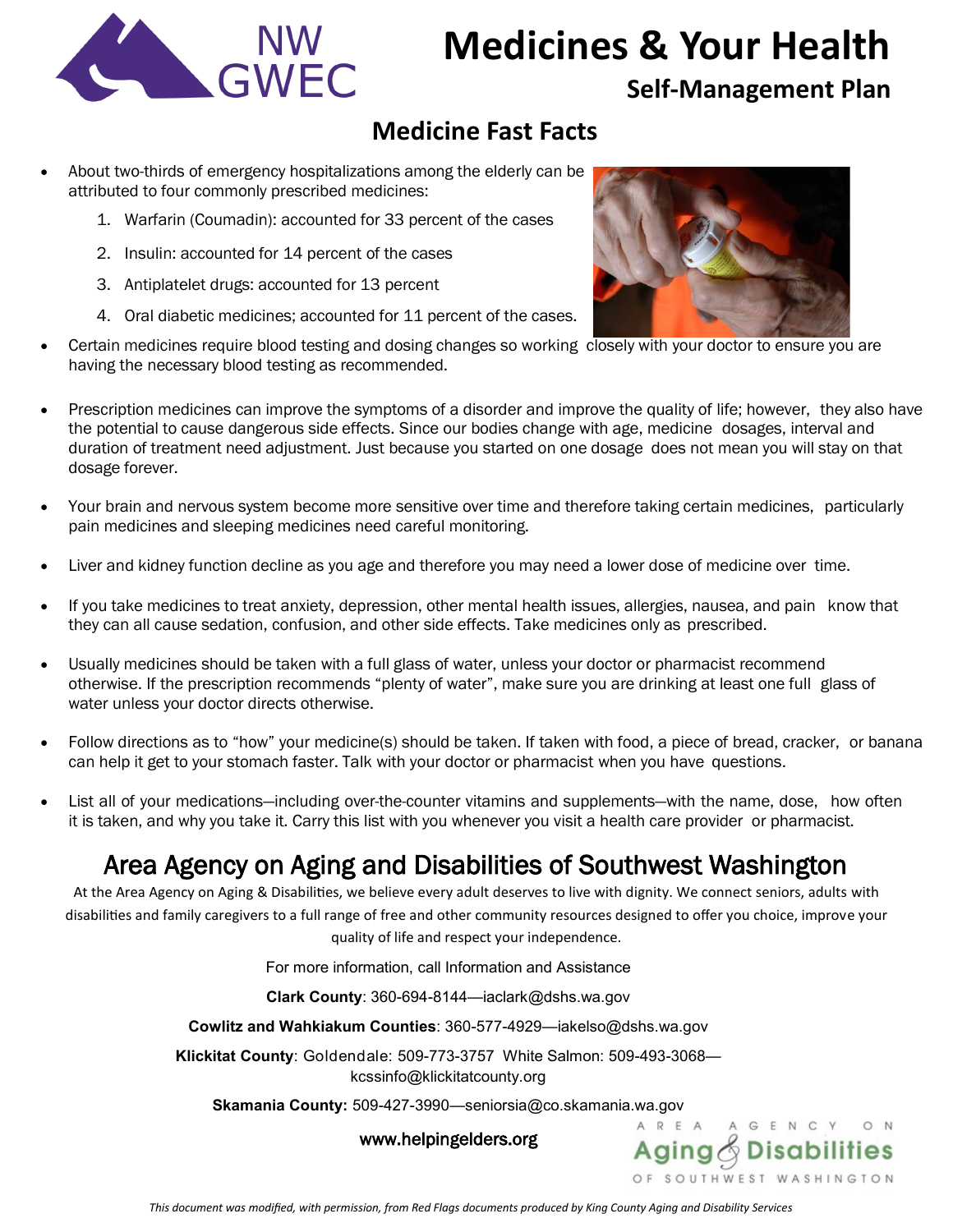# Medicines & Your Health

## Self-Management Plan

## Medicine Fast Facts

- About two-thirds of emergency hospitalizations among the elderly can be attributed to four commonly prescribed medicines:
  1. Warfarin (Coumadin): accounted for 33 percent of the cases
  2. Insulin: accounted for 14 percent of the cases
  3. Antiplatelet drugs: accounted for 13 percent
  4. Oral diabetic medicines; accounted for 11 percent of the cases.
- Certain medicines require blood testing and dosing changes so working closely with your doctor to ensure you are having the necessary blood testing as recommended.
- Prescription medicines can improve the symptoms of a disorder and improve the quality of life; however, they also have the potential to cause dangerous side effects. Since our bodies change with age, medicine dosages, interval and duration of treatment need adjustment. Just because you started on one dosage does not mean you will stay on that dosage forever.
- Your brain and nervous system become more sensitive over time and therefore taking certain medicines, particularly pain medicines and sleeping medicines need careful monitoring.
- Liver and kidney function decline as you age and therefore you may need a lower dose of medicine over time.
- If you take medicines to treat anxiety, depression, other mental health issues, allergies, nausea, and pain know that they can all cause sedation, confusion, and other side effects. Take medicines only as prescribed.
- Usually medicines should be taken with a full glass of water, unless your doctor or pharmacist recommend otherwise. If the prescription recommends "plenty of water", make sure you are drinking at least one full glass of water unless your doctor directs otherwise.
- Follow directions as to "how" your medicine(s) should be taken. If taken with food, a piece of bread, cracker, or banana can help it get to your stomach faster. Talk with your doctor or pharmacist when you have questions.
- List all of your medications—including over-the-counter vitamins and supplements—with the name, dose, how often it is taken, and why you take it. Carry this list with you whenever you visit a health care provider or pharmacist.

## Area Agency on Aging and Disabilities of Southwest Washington

At the Area Agency on Aging & Disabilities, we believe every adult deserves to live with dignity. We connect seniors, adults with disabilities and family caregivers to a full range of free and other community resources designed to offer you choice, improve your quality of life and respect your independence.

For more information, call Information and Assistance

**Clark County**: 360-694-8144—iaclark@dshs.wa.gov

**Cowlitz and Wahkiakum Counties**: 360-577-4929—iakelso@dshs.wa.gov

**Klickitat County**: Goldendale: 509-773-3757 White Salmon: 509-493-3068—kcssinfo@klickitatcounty.org

**Skamania County:** 509-427-3990—seniorsia@co.skamania.wa.gov

www.helpingelders.org

*This document was modified, with permission, from Red Flags documents produced by King County Aging and Disability Services*